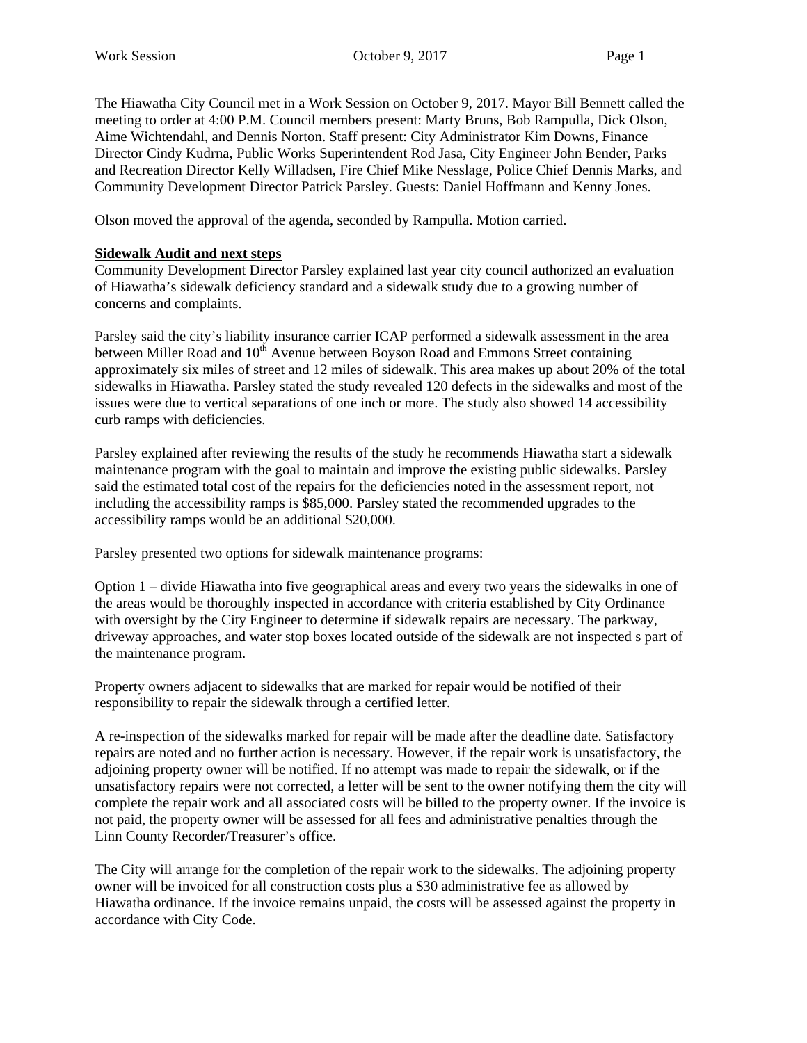The Hiawatha City Council met in a Work Session on October 9, 2017. Mayor Bill Bennett called the meeting to order at 4:00 P.M. Council members present: Marty Bruns, Bob Rampulla, Dick Olson, Aime Wichtendahl, and Dennis Norton. Staff present: City Administrator Kim Downs, Finance Director Cindy Kudrna, Public Works Superintendent Rod Jasa, City Engineer John Bender, Parks and Recreation Director Kelly Willadsen, Fire Chief Mike Nesslage, Police Chief Dennis Marks, and Community Development Director Patrick Parsley. Guests: Daniel Hoffmann and Kenny Jones.

Olson moved the approval of the agenda, seconded by Rampulla. Motion carried.

**Sidewalk Audit and next steps**

Community Development Director Parsley explained last year city council authorized an evaluation of Hiawatha's sidewalk deficiency standard and a sidewalk study due to a growing number of concerns and complaints.

Parsley said the city's liability insurance carrier ICAP performed a sidewalk assessment in the area between Miller Road and 10th Avenue between Boyson Road and Emmons Street containing approximately six miles of street and 12 miles of sidewalk. This area makes up about 20% of the total sidewalks in Hiawatha. Parsley stated the study revealed 120 defects in the sidewalks and most of the issues were due to vertical separations of one inch or more. The study also showed 14 accessibility curb ramps with deficiencies.

Parsley explained after reviewing the results of the study he recommends Hiawatha start a sidewalk maintenance program with the goal to maintain and improve the existing public sidewalks. Parsley said the estimated total cost of the repairs for the deficiencies noted in the assessment report, not including the accessibility ramps is $85,000. Parsley stated the recommended upgrades to the accessibility ramps would be an additional $20,000.

Parsley presented two options for sidewalk maintenance programs:

Option 1 – divide Hiawatha into five geographical areas and every two years the sidewalks in one of the areas would be thoroughly inspected in accordance with criteria established by City Ordinance with oversight by the City Engineer to determine if sidewalk repairs are necessary. The parkway, driveway approaches, and water stop boxes located outside of the sidewalk are not inspected s part of the maintenance program.

Property owners adjacent to sidewalks that are marked for repair would be notified of their responsibility to repair the sidewalk through a certified letter.

A re-inspection of the sidewalks marked for repair will be made after the deadline date. Satisfactory repairs are noted and no further action is necessary. However, if the repair work is unsatisfactory, the adjoining property owner will be notified. If no attempt was made to repair the sidewalk, or if the unsatisfactory repairs were not corrected, a letter will be sent to the owner notifying them the city will complete the repair work and all associated costs will be billed to the property owner. If the invoice is not paid, the property owner will be assessed for all fees and administrative penalties through the Linn County Recorder/Treasurer's office.

The City will arrange for the completion of the repair work to the sidewalks. The adjoining property owner will be invoiced for all construction costs plus a $30 administrative fee as allowed by Hiawatha ordinance. If the invoice remains unpaid, the costs will be assessed against the property in accordance with City Code.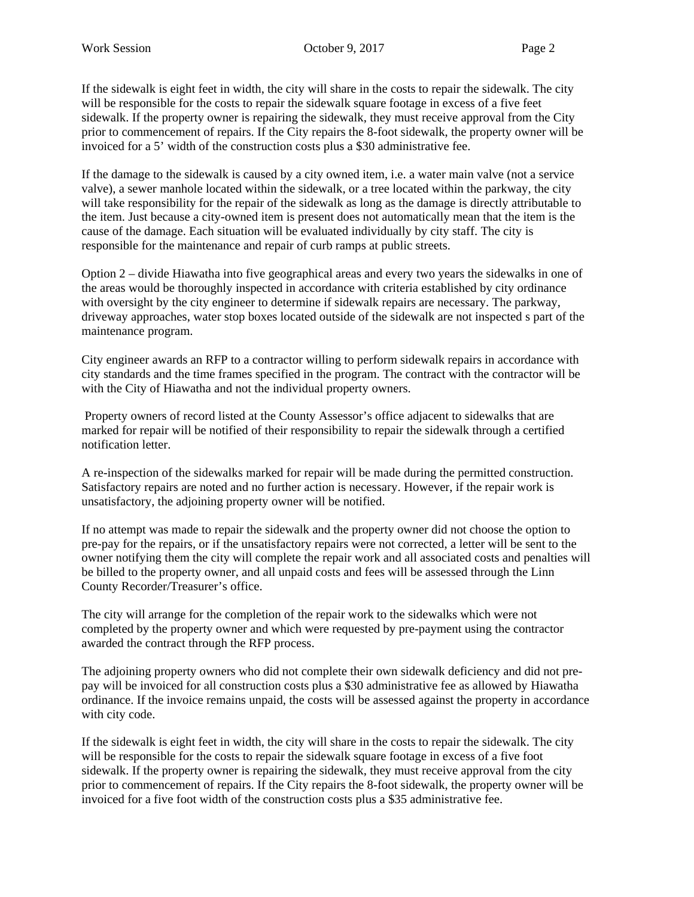If the sidewalk is eight feet in width, the city will share in the costs to repair the sidewalk. The city will be responsible for the costs to repair the sidewalk square footage in excess of a five feet sidewalk. If the property owner is repairing the sidewalk, they must receive approval from the City prior to commencement of repairs. If the City repairs the 8-foot sidewalk, the property owner will be invoiced for a 5' width of the construction costs plus a $30 administrative fee.

If the damage to the sidewalk is caused by a city owned item, i.e. a water main valve (not a service valve), a sewer manhole located within the sidewalk, or a tree located within the parkway, the city will take responsibility for the repair of the sidewalk as long as the damage is directly attributable to the item. Just because a city-owned item is present does not automatically mean that the item is the cause of the damage. Each situation will be evaluated individually by city staff. The city is responsible for the maintenance and repair of curb ramps at public streets.

Option 2 – divide Hiawatha into five geographical areas and every two years the sidewalks in one of the areas would be thoroughly inspected in accordance with criteria established by city ordinance with oversight by the city engineer to determine if sidewalk repairs are necessary. The parkway, driveway approaches, water stop boxes located outside of the sidewalk are not inspected s part of the maintenance program.

City engineer awards an RFP to a contractor willing to perform sidewalk repairs in accordance with city standards and the time frames specified in the program. The contract with the contractor will be with the City of Hiawatha and not the individual property owners.

Property owners of record listed at the County Assessor's office adjacent to sidewalks that are marked for repair will be notified of their responsibility to repair the sidewalk through a certified notification letter.

A re-inspection of the sidewalks marked for repair will be made during the permitted construction. Satisfactory repairs are noted and no further action is necessary. However, if the repair work is unsatisfactory, the adjoining property owner will be notified.

If no attempt was made to repair the sidewalk and the property owner did not choose the option to pre-pay for the repairs, or if the unsatisfactory repairs were not corrected, a letter will be sent to the owner notifying them the city will complete the repair work and all associated costs and penalties will be billed to the property owner, and all unpaid costs and fees will be assessed through the Linn County Recorder/Treasurer's office.

The city will arrange for the completion of the repair work to the sidewalks which were not completed by the property owner and which were requested by pre-payment using the contractor awarded the contract through the RFP process.

The adjoining property owners who did not complete their own sidewalk deficiency and did not pre-pay will be invoiced for all construction costs plus a $30 administrative fee as allowed by Hiawatha ordinance. If the invoice remains unpaid, the costs will be assessed against the property in accordance with city code.

If the sidewalk is eight feet in width, the city will share in the costs to repair the sidewalk. The city will be responsible for the costs to repair the sidewalk square footage in excess of a five foot sidewalk. If the property owner is repairing the sidewalk, they must receive approval from the city prior to commencement of repairs. If the City repairs the 8-foot sidewalk, the property owner will be invoiced for a five foot width of the construction costs plus a $35 administrative fee.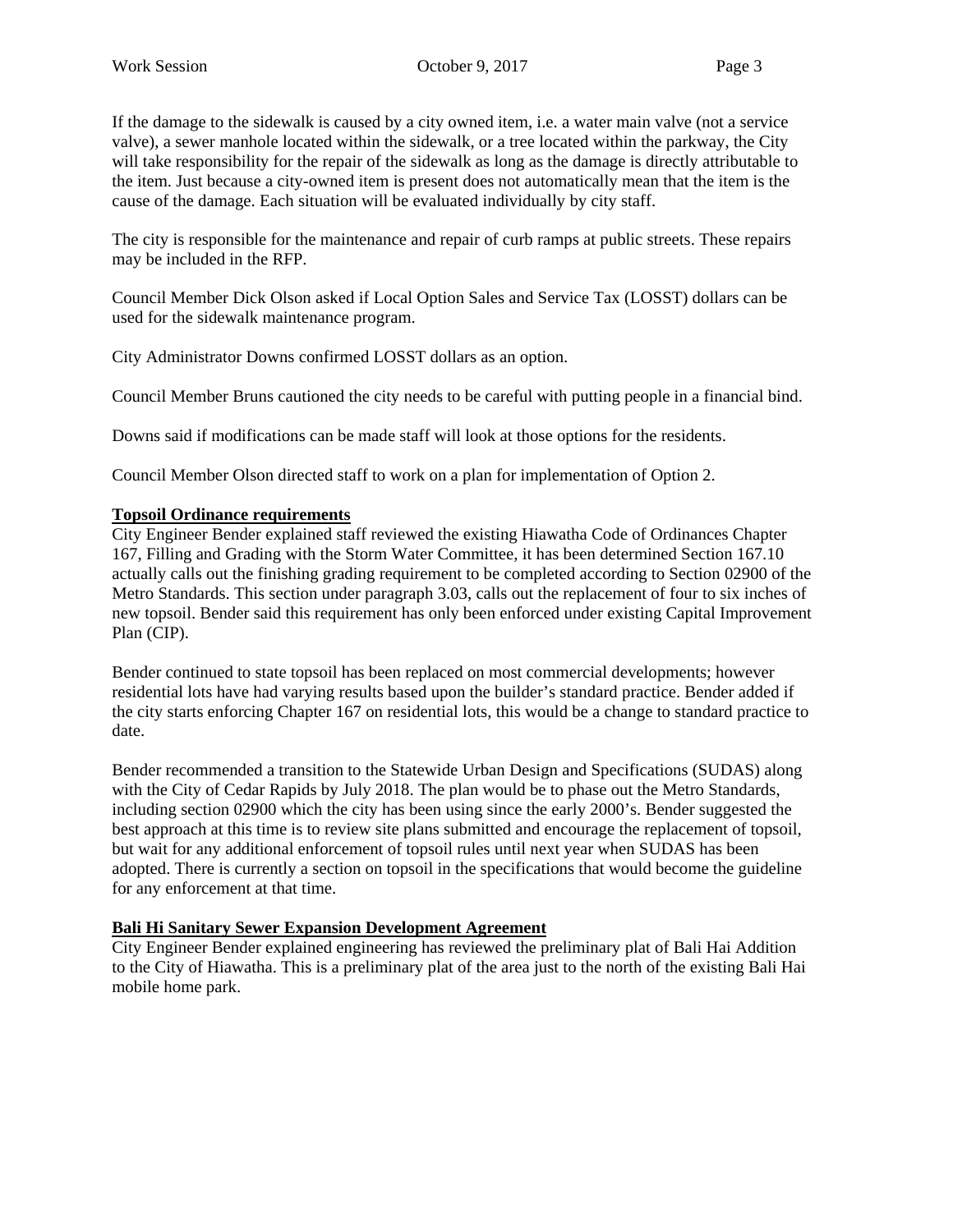If the damage to the sidewalk is caused by a city owned item, i.e. a water main valve (not a service valve), a sewer manhole located within the sidewalk, or a tree located within the parkway, the City will take responsibility for the repair of the sidewalk as long as the damage is directly attributable to the item. Just because a city-owned item is present does not automatically mean that the item is the cause of the damage. Each situation will be evaluated individually by city staff.

The city is responsible for the maintenance and repair of curb ramps at public streets. These repairs may be included in the RFP.

Council Member Dick Olson asked if Local Option Sales and Service Tax (LOSST) dollars can be used for the sidewalk maintenance program.

City Administrator Downs confirmed LOSST dollars as an option.

Council Member Bruns cautioned the city needs to be careful with putting people in a financial bind.

Downs said if modifications can be made staff will look at those options for the residents.

Council Member Olson directed staff to work on a plan for implementation of Option 2.

**Topsoil Ordinance requirements**

City Engineer Bender explained staff reviewed the existing Hiawatha Code of Ordinances Chapter 167, Filling and Grading with the Storm Water Committee, it has been determined Section 167.10 actually calls out the finishing grading requirement to be completed according to Section 02900 of the Metro Standards. This section under paragraph 3.03, calls out the replacement of four to six inches of new topsoil. Bender said this requirement has only been enforced under existing Capital Improvement Plan (CIP).

Bender continued to state topsoil has been replaced on most commercial developments; however residential lots have had varying results based upon the builder's standard practice. Bender added if the city starts enforcing Chapter 167 on residential lots, this would be a change to standard practice to date.

Bender recommended a transition to the Statewide Urban Design and Specifications (SUDAS) along with the City of Cedar Rapids by July 2018. The plan would be to phase out the Metro Standards, including section 02900 which the city has been using since the early 2000's. Bender suggested the best approach at this time is to review site plans submitted and encourage the replacement of topsoil, but wait for any additional enforcement of topsoil rules until next year when SUDAS has been adopted. There is currently a section on topsoil in the specifications that would become the guideline for any enforcement at that time.

**Bali Hi Sanitary Sewer Expansion Development Agreement**

City Engineer Bender explained engineering has reviewed the preliminary plat of Bali Hai Addition to the City of Hiawatha. This is a preliminary plat of the area just to the north of the existing Bali Hai mobile home park.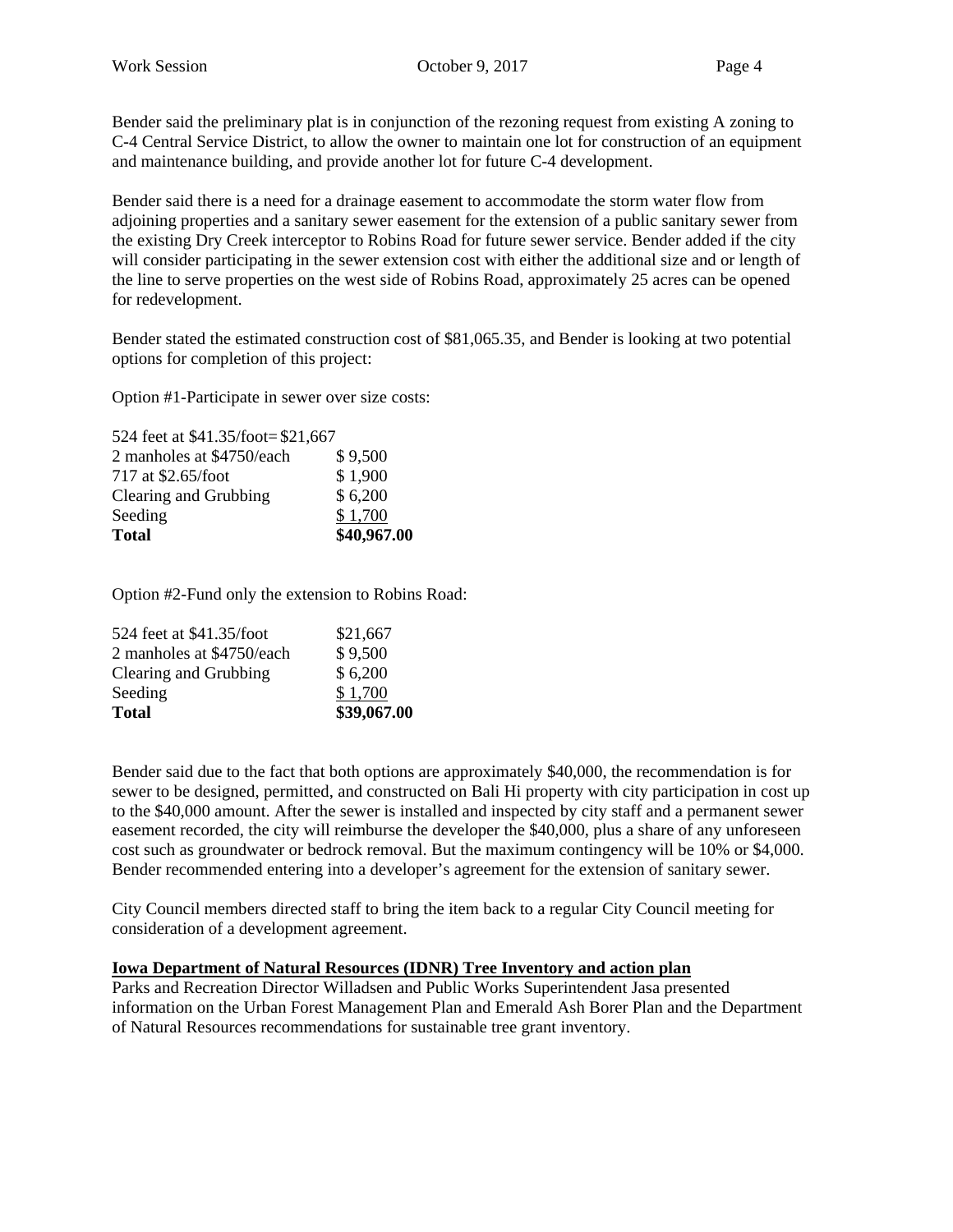Bender said the preliminary plat is in conjunction of the rezoning request from existing A zoning to C-4 Central Service District, to allow the owner to maintain one lot for construction of an equipment and maintenance building, and provide another lot for future C-4 development.

Bender said there is a need for a drainage easement to accommodate the storm water flow from adjoining properties and a sanitary sewer easement for the extension of a public sanitary sewer from the existing Dry Creek interceptor to Robins Road for future sewer service. Bender added if the city will consider participating in the sewer extension cost with either the additional size and or length of the line to serve properties on the west side of Robins Road, approximately 25 acres can be opened for redevelopment.

Bender stated the estimated construction cost of $81,065.35, and Bender is looking at two potential options for completion of this project:

Option #1-Participate in sewer over size costs:

| | |
|---|---|
| 524 feet at $41.35/foot= | $21,667 |
| 2 manholes at $4750/each | $ 9,500 |
| 717 at $2.65/foot | $ 1,900 |
| Clearing and Grubbing | $ 6,200 |
| Seeding | $ 1,700 |
| **Total** | **$40,967.00** |

Option #2-Fund only the extension to Robins Road:

| | |
|---|---|
| 524 feet at $41.35/foot | $21,667 |
| 2 manholes at $4750/each | $ 9,500 |
| Clearing and Grubbing | $ 6,200 |
| Seeding | $ 1,700 |
| **Total** | **$39,067.00** |

Bender said due to the fact that both options are approximately $40,000, the recommendation is for sewer to be designed, permitted, and constructed on Bali Hi property with city participation in cost up to the $40,000 amount. After the sewer is installed and inspected by city staff and a permanent sewer easement recorded, the city will reimburse the developer the $40,000, plus a share of any unforeseen cost such as groundwater or bedrock removal. But the maximum contingency will be 10% or $4,000. Bender recommended entering into a developer's agreement for the extension of sanitary sewer.

City Council members directed staff to bring the item back to a regular City Council meeting for consideration of a development agreement.

**Iowa Department of Natural Resources (IDNR) Tree Inventory and action plan**

Parks and Recreation Director Willadsen and Public Works Superintendent Jasa presented information on the Urban Forest Management Plan and Emerald Ash Borer Plan and the Department of Natural Resources recommendations for sustainable tree grant inventory.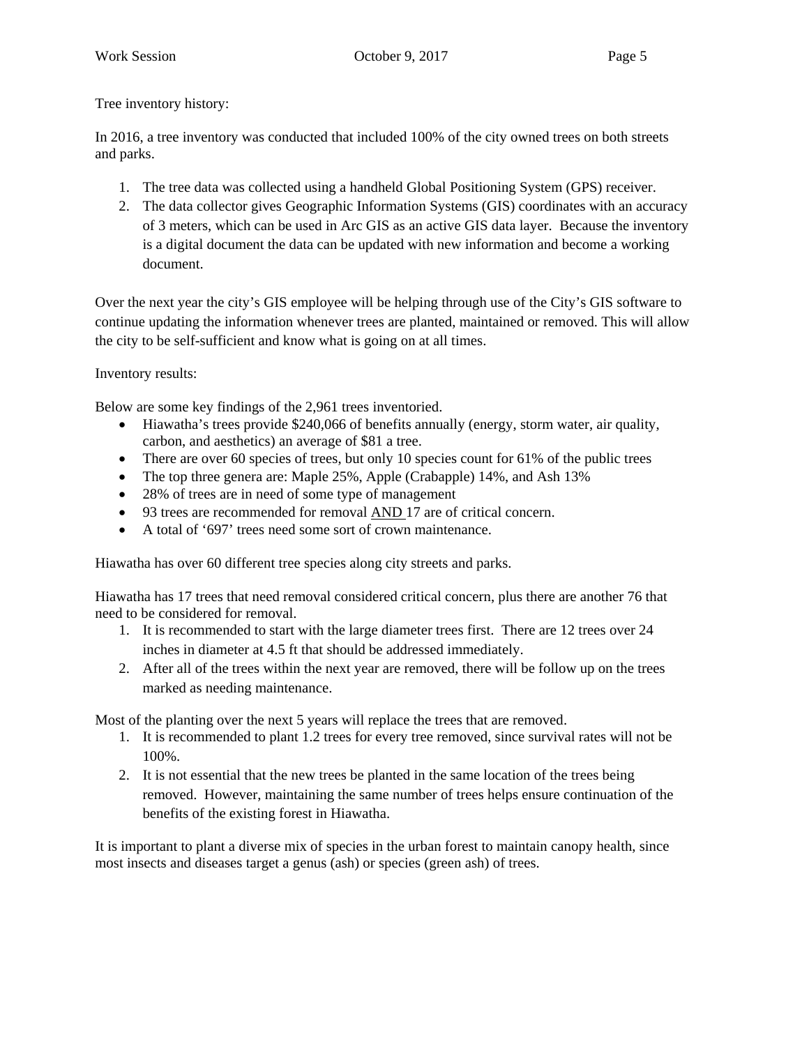Tree inventory history:

In 2016, a tree inventory was conducted that included 100% of the city owned trees on both streets and parks.

1. The tree data was collected using a handheld Global Positioning System (GPS) receiver.
2. The data collector gives Geographic Information Systems (GIS) coordinates with an accuracy of 3 meters, which can be used in Arc GIS as an active GIS data layer. Because the inventory is a digital document the data can be updated with new information and become a working document.

Over the next year the city's GIS employee will be helping through use of the City's GIS software to continue updating the information whenever trees are planted, maintained or removed. This will allow the city to be self-sufficient and know what is going on at all times.

Inventory results:

Below are some key findings of the 2,961 trees inventoried.

- Hiawatha's trees provide $240,066 of benefits annually (energy, storm water, air quality, carbon, and aesthetics) an average of $81 a tree.
- There are over 60 species of trees, but only 10 species count for 61% of the public trees
- The top three genera are: Maple 25%, Apple (Crabapple) 14%, and Ash 13%
- 28% of trees are in need of some type of management
- 93 trees are recommended for removal AND 17 are of critical concern.
- A total of '697' trees need some sort of crown maintenance.

Hiawatha has over 60 different tree species along city streets and parks.

Hiawatha has 17 trees that need removal considered critical concern, plus there are another 76 that need to be considered for removal.

1. It is recommended to start with the large diameter trees first. There are 12 trees over 24 inches in diameter at 4.5 ft that should be addressed immediately.
2. After all of the trees within the next year are removed, there will be follow up on the trees marked as needing maintenance.

Most of the planting over the next 5 years will replace the trees that are removed.

1. It is recommended to plant 1.2 trees for every tree removed, since survival rates will not be 100%.
2. It is not essential that the new trees be planted in the same location of the trees being removed. However, maintaining the same number of trees helps ensure continuation of the benefits of the existing forest in Hiawatha.

It is important to plant a diverse mix of species in the urban forest to maintain canopy health, since most insects and diseases target a genus (ash) or species (green ash) of trees.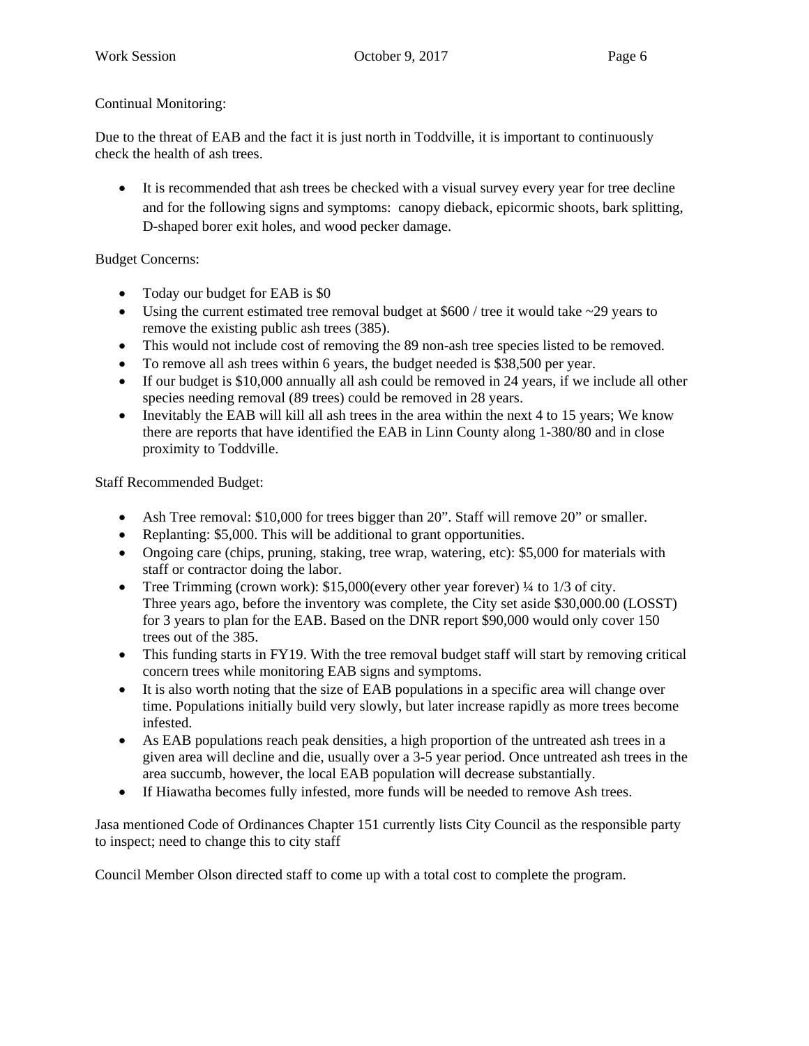Continual Monitoring:

Due to the threat of EAB and the fact it is just north in Toddville, it is important to continuously check the health of ash trees.

- It is recommended that ash trees be checked with a visual survey every year for tree decline and for the following signs and symptoms: canopy dieback, epicormic shoots, bark splitting, D-shaped borer exit holes, and wood pecker damage.

Budget Concerns:

- Today our budget for EAB is $0
- Using the current estimated tree removal budget at $600 / tree it would take ~29 years to remove the existing public ash trees (385).
- This would not include cost of removing the 89 non-ash tree species listed to be removed.
- To remove all ash trees within 6 years, the budget needed is $38,500 per year.
- If our budget is $10,000 annually all ash could be removed in 24 years, if we include all other species needing removal (89 trees) could be removed in 28 years.
- Inevitably the EAB will kill all ash trees in the area within the next 4 to 15 years; We know there are reports that have identified the EAB in Linn County along 1-380/80 and in close proximity to Toddville.

Staff Recommended Budget:

- Ash Tree removal: $10,000 for trees bigger than 20". Staff will remove 20" or smaller.
- Replanting: $5,000. This will be additional to grant opportunities.
- Ongoing care (chips, pruning, staking, tree wrap, watering, etc): $5,000 for materials with staff or contractor doing the labor.
- Tree Trimming (crown work): $15,000(every other year forever) ¼ to 1/3 of city.
  Three years ago, before the inventory was complete, the City set aside $30,000.00 (LOSST) for 3 years to plan for the EAB. Based on the DNR report $90,000 would only cover 150 trees out of the 385.
- This funding starts in FY19. With the tree removal budget staff will start by removing critical concern trees while monitoring EAB signs and symptoms.
- It is also worth noting that the size of EAB populations in a specific area will change over time. Populations initially build very slowly, but later increase rapidly as more trees become infested.
- As EAB populations reach peak densities, a high proportion of the untreated ash trees in a given area will decline and die, usually over a 3-5 year period. Once untreated ash trees in the area succumb, however, the local EAB population will decrease substantially.
- If Hiawatha becomes fully infested, more funds will be needed to remove Ash trees.

Jasa mentioned Code of Ordinances Chapter 151 currently lists City Council as the responsible party to inspect; need to change this to city staff

Council Member Olson directed staff to come up with a total cost to complete the program.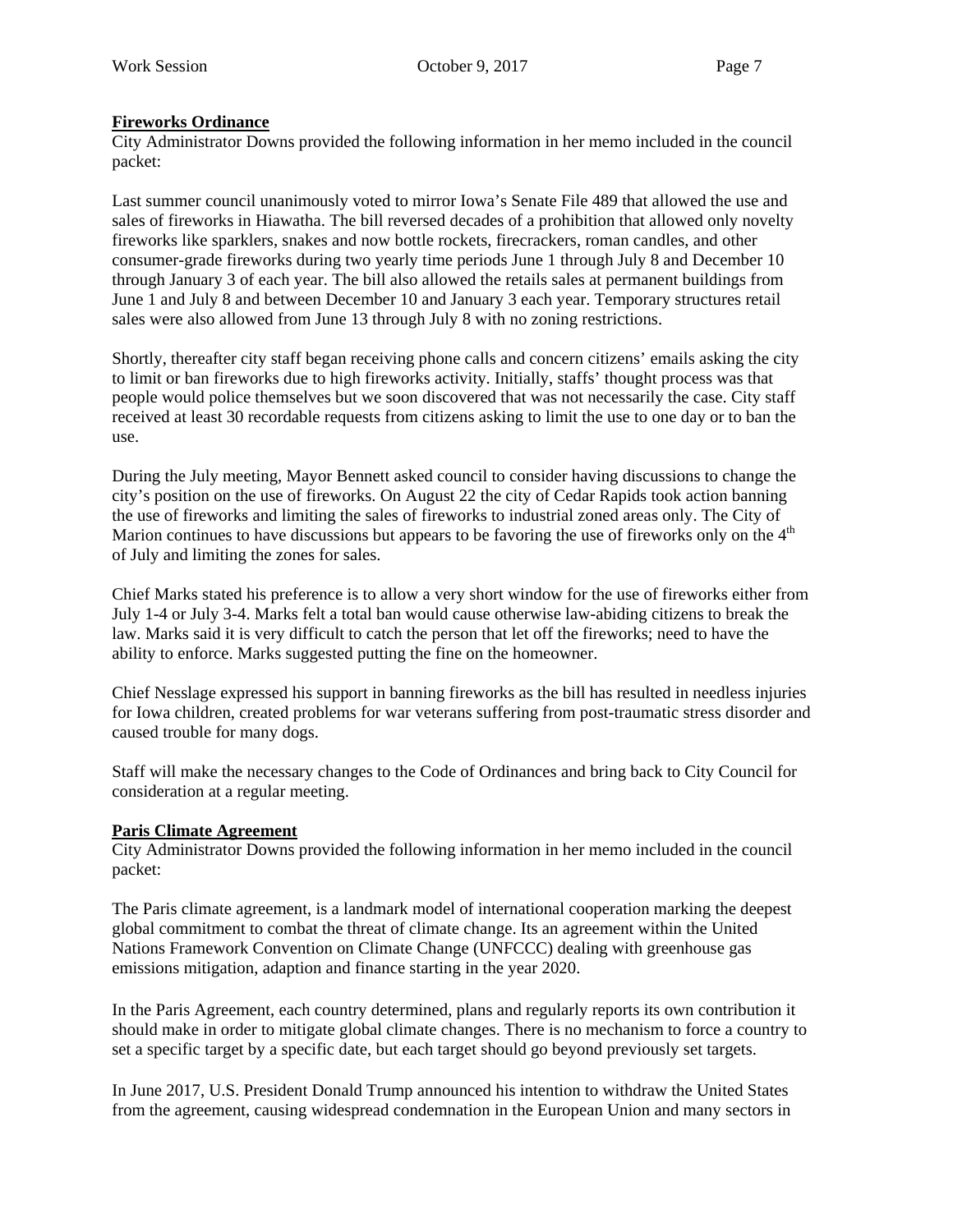**Fireworks Ordinance**

City Administrator Downs provided the following information in her memo included in the council packet:

Last summer council unanimously voted to mirror Iowa's Senate File 489 that allowed the use and sales of fireworks in Hiawatha. The bill reversed decades of a prohibition that allowed only novelty fireworks like sparklers, snakes and now bottle rockets, firecrackers, roman candles, and other consumer-grade fireworks during two yearly time periods June 1 through July 8 and December 10 through January 3 of each year. The bill also allowed the retails sales at permanent buildings from June 1 and July 8 and between December 10 and January 3 each year. Temporary structures retail sales were also allowed from June 13 through July 8 with no zoning restrictions.

Shortly, thereafter city staff began receiving phone calls and concern citizens' emails asking the city to limit or ban fireworks due to high fireworks activity. Initially, staffs' thought process was that people would police themselves but we soon discovered that was not necessarily the case. City staff received at least 30 recordable requests from citizens asking to limit the use to one day or to ban the use.

During the July meeting, Mayor Bennett asked council to consider having discussions to change the city's position on the use of fireworks. On August 22 the city of Cedar Rapids took action banning the use of fireworks and limiting the sales of fireworks to industrial zoned areas only. The City of Marion continues to have discussions but appears to be favoring the use of fireworks only on the 4th of July and limiting the zones for sales.

Chief Marks stated his preference is to allow a very short window for the use of fireworks either from July 1-4 or July 3-4. Marks felt a total ban would cause otherwise law-abiding citizens to break the law. Marks said it is very difficult to catch the person that let off the fireworks; need to have the ability to enforce. Marks suggested putting the fine on the homeowner.

Chief Nesslage expressed his support in banning fireworks as the bill has resulted in needless injuries for Iowa children, created problems for war veterans suffering from post-traumatic stress disorder and caused trouble for many dogs.

Staff will make the necessary changes to the Code of Ordinances and bring back to City Council for consideration at a regular meeting.

**Paris Climate Agreement**

City Administrator Downs provided the following information in her memo included in the council packet:

The Paris climate agreement, is a landmark model of international cooperation marking the deepest global commitment to combat the threat of climate change. Its an agreement within the United Nations Framework Convention on Climate Change (UNFCCC) dealing with greenhouse gas emissions mitigation, adaption and finance starting in the year 2020.

In the Paris Agreement, each country determined, plans and regularly reports its own contribution it should make in order to mitigate global climate changes. There is no mechanism to force a country to set a specific target by a specific date, but each target should go beyond previously set targets.

In June 2017, U.S. President Donald Trump announced his intention to withdraw the United States from the agreement, causing widespread condemnation in the European Union and many sectors in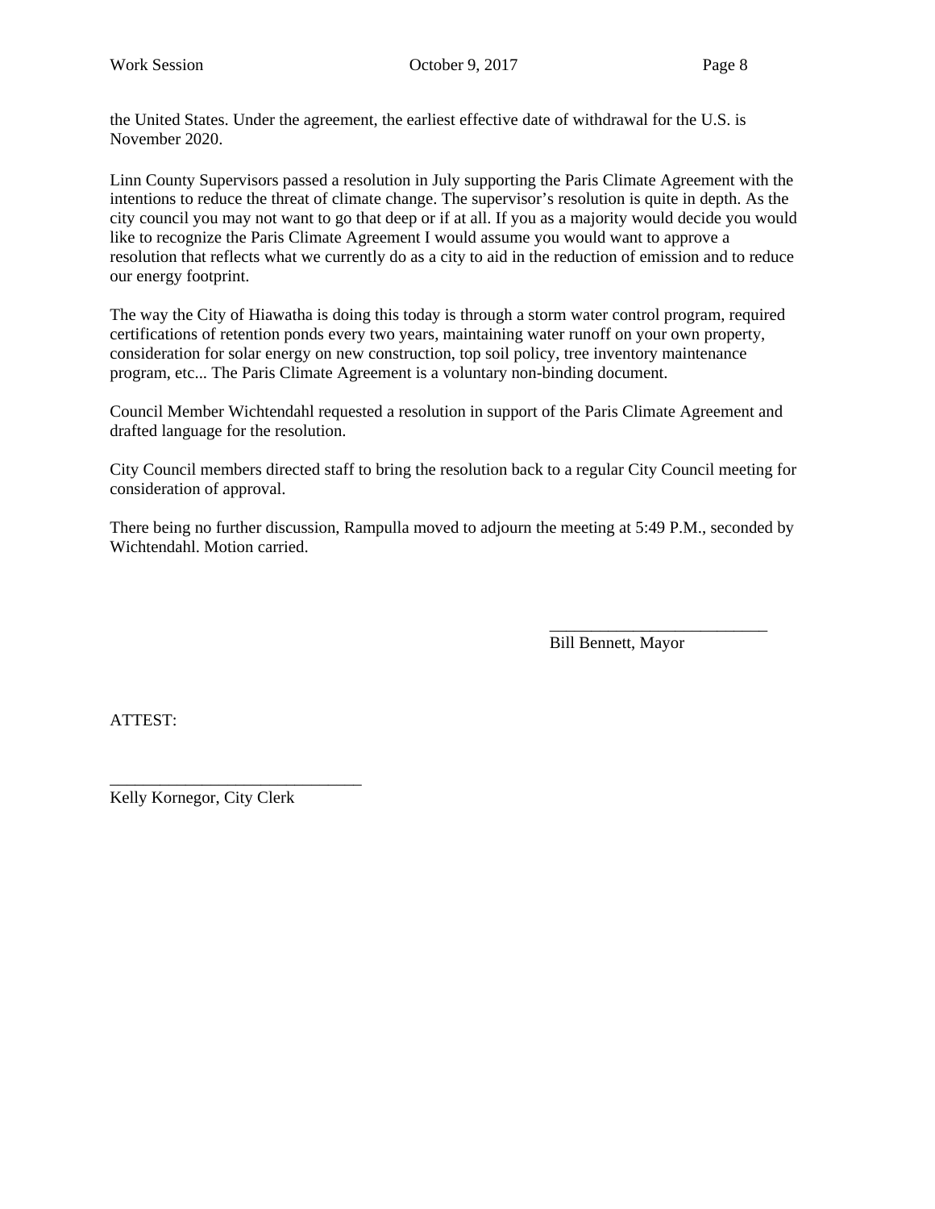the United States. Under the agreement, the earliest effective date of withdrawal for the U.S. is November 2020.

Linn County Supervisors passed a resolution in July supporting the Paris Climate Agreement with the intentions to reduce the threat of climate change. The supervisor's resolution is quite in depth. As the city council you may not want to go that deep or if at all. If you as a majority would decide you would like to recognize the Paris Climate Agreement I would assume you would want to approve a resolution that reflects what we currently do as a city to aid in the reduction of emission and to reduce our energy footprint.

The way the City of Hiawatha is doing this today is through a storm water control program, required certifications of retention ponds every two years, maintaining water runoff on your own property, consideration for solar energy on new construction, top soil policy, tree inventory maintenance program, etc... The Paris Climate Agreement is a voluntary non-binding document.

Council Member Wichtendahl requested a resolution in support of the Paris Climate Agreement and drafted language for the resolution.

City Council members directed staff to bring the resolution back to a regular City Council meeting for consideration of approval.

There being no further discussion, Rampulla moved to adjourn the meeting at 5:49 P.M., seconded by Wichtendahl. Motion carried.

___________________________
Bill Bennett, Mayor

ATTEST:

______________________________
Kelly Kornegor, City Clerk